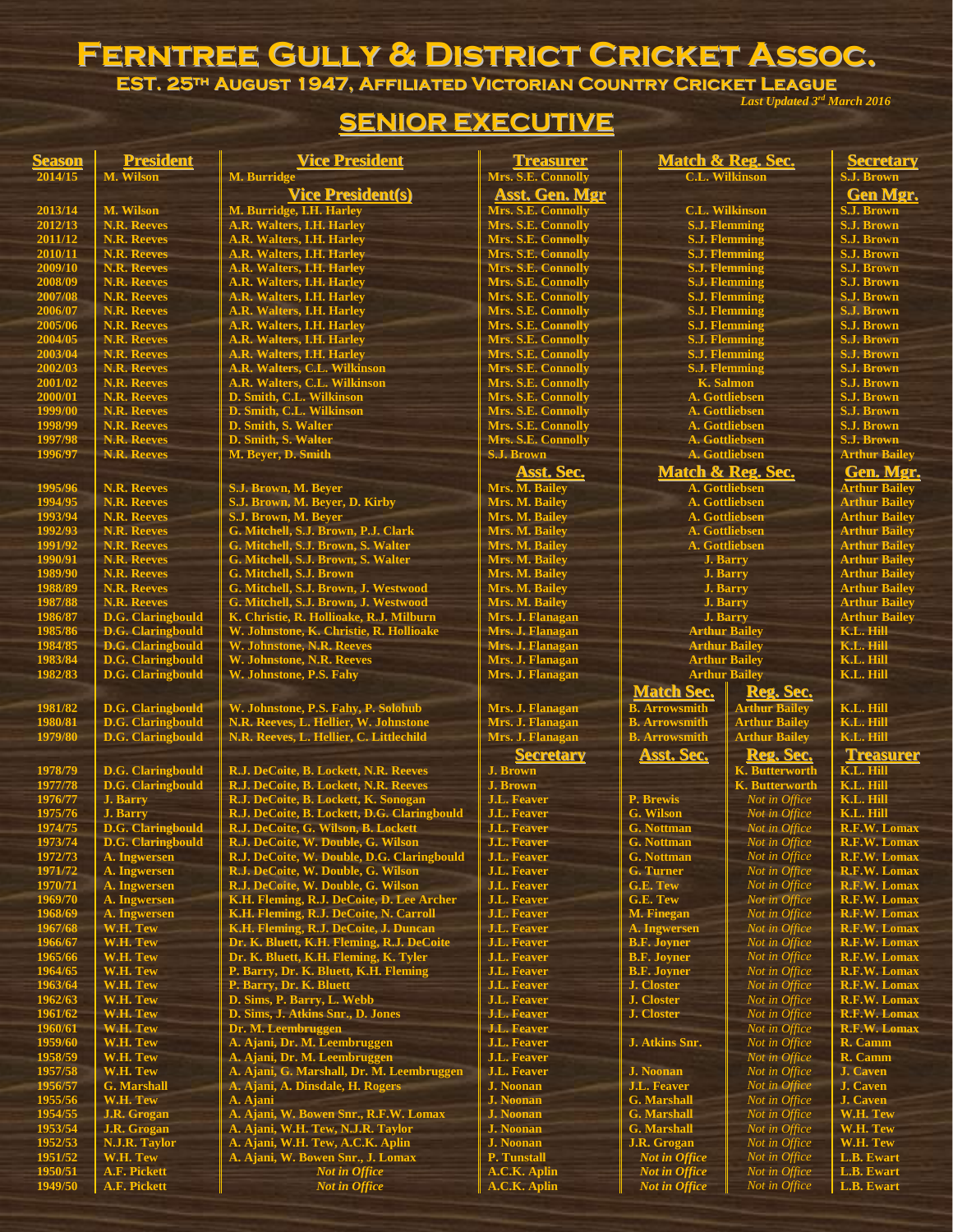# Ferntree Gully & District Cricket Assoc.

**Est. 25th August 1947, Affiliated Victorian Country Cricket League**

*Last Updated 3rd March 2016*

## SENIOR EXECUTIVE

| Season | President | Vice President | Treasurer | Match & Reg. Sec. | | Secretary |
|---|---|---|---|---|---|---|
| 2014/15 | M. Wilson | M. Burridge | Mrs. S.E. Connolly | C.L. Wilkinson | | S.J. Brown |
| | | **Vice President(s)** | **Asst. Gen. Mgr** | | | **Gen Mgr.** |
| 2013/14 | M. Wilson | M. Burridge, I.H. Harley | Mrs. S.E. Connolly | C.L. Wilkinson | | S.J. Brown |
| 2012/13 | N.R. Reeves | A.R. Walters, I.H. Harley | Mrs. S.E. Connolly | S.J. Flemming | | S.J. Brown |
| 2011/12 | N.R. Reeves | A.R. Walters, I.H. Harley | Mrs. S.E. Connolly | S.J. Flemming | | S.J. Brown |
| 2010/11 | N.R. Reeves | A.R. Walters, I.H. Harley | Mrs. S.E. Connolly | S.J. Flemming | | S.J. Brown |
| 2009/10 | N.R. Reeves | A.R. Walters, I.H. Harley | Mrs. S.E. Connolly | S.J. Flemming | | S.J. Brown |
| 2008/09 | N.R. Reeves | A.R. Walters, I.H. Harley | Mrs. S.E. Connolly | S.J. Flemming | | S.J. Brown |
| 2007/08 | N.R. Reeves | A.R. Walters, I.H. Harley | Mrs. S.E. Connolly | S.J. Flemming | | S.J. Brown |
| 2006/07 | N.R. Reeves | A.R. Walters, I.H. Harley | Mrs. S.E. Connolly | S.J. Flemming | | S.J. Brown |
| 2005/06 | N.R. Reeves | A.R. Walters, I.H. Harley | Mrs. S.E. Connolly | S.J. Flemming | | S.J. Brown |
| 2004/05 | N.R. Reeves | A.R. Walters, I.H. Harley | Mrs. S.E. Connolly | S.J. Flemming | | S.J. Brown |
| 2003/04 | N.R. Reeves | A.R. Walters, I.H. Harley | Mrs. S.E. Connolly | S.J. Flemming | | S.J. Brown |
| 2002/03 | N.R. Reeves | A.R. Walters, C.L. Wilkinson | Mrs. S.E. Connolly | S.J. Flemming | | S.J. Brown |
| 2001/02 | N.R. Reeves | A.R. Walters, C.L. Wilkinson | Mrs. S.E. Connolly | K. Salmon | | S.J. Brown |
| 2000/01 | N.R. Reeves | D. Smith, C.L. Wilkinson | Mrs. S.E. Connolly | A. Gottliebsen | | S.J. Brown |
| 1999/00 | N.R. Reeves | D. Smith, C.L. Wilkinson | Mrs. S.E. Connolly | A. Gottliebsen | | S.J. Brown |
| 1998/99 | N.R. Reeves | D. Smith, S. Walter | Mrs. S.E. Connolly | A. Gottliebsen | | S.J. Brown |
| 1997/98 | N.R. Reeves | D. Smith, S. Walter | Mrs. S.E. Connolly | A. Gottliebsen | | S.J. Brown |
| 1996/97 | N.R. Reeves | M. Beyer, D. Smith | S.J. Brown | A. Gottliebsen | | Arthur Bailey |
| | | | **Asst. Sec.** | **Match & Reg. Sec.** | | **Gen. Mgr.** |
| 1995/96 | N.R. Reeves | S.J. Brown, M. Beyer | Mrs. M. Bailey | A. Gottliebsen | | Arthur Bailey |
| 1994/95 | N.R. Reeves | S.J. Brown, M. Beyer, D. Kirby | Mrs. M. Bailey | A. Gottliebsen | | Arthur Bailey |
| 1993/94 | N.R. Reeves | S.J. Brown, M. Beyer | Mrs. M. Bailey | A. Gottliebsen | | Arthur Bailey |
| 1992/93 | N.R. Reeves | G. Mitchell, S.J. Brown, P.J. Clark | Mrs. M. Bailey | A. Gottliebsen | | Arthur Bailey |
| 1991/92 | N.R. Reeves | G. Mitchell, S.J. Brown, S. Walter | Mrs. M. Bailey | A. Gottliebsen | | Arthur Bailey |
| 1990/91 | N.R. Reeves | G. Mitchell, S.J. Brown, S. Walter | Mrs. M. Bailey | J. Barry | | Arthur Bailey |
| 1989/90 | N.R. Reeves | G. Mitchell, S.J. Brown | Mrs. M. Bailey | J. Barry | | Arthur Bailey |
| 1988/89 | N.R. Reeves | G. Mitchell, S.J. Brown, J. Westwood | Mrs. M. Bailey | J. Barry | | Arthur Bailey |
| 1987/88 | N.R. Reeves | G. Mitchell, S.J. Brown, J. Westwood | Mrs. M. Bailey | J. Barry | | Arthur Bailey |
| 1986/87 | D.G. Claringbould | K. Christie, R. Hollioake, R.J. Milburn | Mrs. J. Flanagan | J. Barry | | Arthur Bailey |
| 1985/86 | D.G. Claringbould | W. Johnstone, K. Christie, R. Hollioake | Mrs. J. Flanagan | Arthur Bailey | | K.L. Hill |
| 1984/85 | D.G. Claringbould | W. Johnstone, N.R. Reeves | Mrs. J. Flanagan | Arthur Bailey | | K.L. Hill |
| 1983/84 | D.G. Claringbould | W. Johnstone, N.R. Reeves | Mrs. J. Flanagan | Arthur Bailey | | K.L. Hill |
| 1982/83 | D.G. Claringbould | W. Johnstone, P.S. Fahy | Mrs. J. Flanagan | Arthur Bailey | | K.L. Hill |
| | | | | **Match Sec.** | **Reg. Sec.** | |
| 1981/82 | D.G. Claringbould | W. Johnstone, P.S. Fahy, P. Solohub | Mrs. J. Flanagan | B. Arrowsmith | Arthur Bailey | K.L. Hill |
| 1980/81 | D.G. Claringbould | N.R. Reeves, L. Hellier, W. Johnstone | Mrs. J. Flanagan | B. Arrowsmith | Arthur Bailey | K.L. Hill |
| 1979/80 | D.G. Claringbould | N.R. Reeves, L. Hellier, C. Littlechild | Mrs. J. Flanagan | B. Arrowsmith | Arthur Bailey | K.L. Hill |
| | | | **Secretary** | **Asst. Sec.** | **Reg. Sec.** | **Treasurer** |
| 1978/79 | D.G. Claringbould | R.J. DeCoite, B. Lockett, N.R. Reeves | J. Brown | | K. Butterworth | K.L. Hill |
| 1977/78 | D.G. Claringbould | R.J. DeCoite, B. Lockett, N.R. Reeves | J. Brown | | K. Butterworth | K.L. Hill |
| 1976/77 | J. Barry | R.J. DeCoite, B. Lockett, K. Sonogan | J.L. Feaver | P. Brewis | *Not in Office* | K.L. Hill |
| 1975/76 | J. Barry | R.J. DeCoite, B. Lockett, D.G. Claringbould | J.L. Feaver | G. Wilson | *Not in Office* | K.L. Hill |
| 1974/75 | D.G. Claringbould | R.J. DeCoite, G. Wilson, B. Lockett | J.L. Feaver | G. Nottman | *Not in Office* | R.F.W. Lomax |
| 1973/74 | D.G. Claringbould | R.J. DeCoite, W. Double, G. Wilson | J.L. Feaver | G. Nottman | *Not in Office* | R.F.W. Lomax |
| 1972/73 | A. Ingwersen | R.J. DeCoite, W. Double, D.G. Claringbould | J.L. Feaver | G. Nottman | *Not in Office* | R.F.W. Lomax |
| 1971/72 | A. Ingwersen | R.J. DeCoite, W. Double, G. Wilson | J.L. Feaver | G. Turner | *Not in Office* | R.F.W. Lomax |
| 1970/71 | A. Ingwersen | R.J. DeCoite, W. Double, G. Wilson | J.L. Feaver | G.E. Tew | *Not in Office* | R.F.W. Lomax |
| 1969/70 | A. Ingwersen | K.H. Fleming, R.J. DeCoite, D. Lee Archer | J.L. Feaver | G.E. Tew | *Not in Office* | R.F.W. Lomax |
| 1968/69 | A. Ingwersen | K.H. Fleming, R.J. DeCoite, N. Carroll | J.L. Feaver | M. Finegan | *Not in Office* | R.F.W. Lomax |
| 1967/68 | W.H. Tew | K.H. Fleming, R.J. DeCoite, J. Duncan | J.L. Feaver | A. Ingwersen | *Not in Office* | R.F.W. Lomax |
| 1966/67 | W.H. Tew | Dr. K. Bluett, K.H. Fleming, R.J. DeCoite | J.L. Feaver | B.F. Joyner | *Not in Office* | R.F.W. Lomax |
| 1965/66 | W.H. Tew | Dr. K. Bluett, K.H. Fleming, K. Tyler | J.L. Feaver | B.F. Joyner | *Not in Office* | R.F.W. Lomax |
| 1964/65 | W.H. Tew | P. Barry, Dr. K. Bluett, K.H. Fleming | J.L. Feaver | B.F. Joyner | *Not in Office* | R.F.W. Lomax |
| 1963/64 | W.H. Tew | P. Barry, Dr. K. Bluett | J.L. Feaver | J. Closter | *Not in Office* | R.F.W. Lomax |
| 1962/63 | W.H. Tew | D. Sims, P. Barry, L. Webb | J.L. Feaver | J. Closter | *Not in Office* | R.F.W. Lomax |
| 1961/62 | W.H. Tew | D. Sims, J. Atkins Snr., D. Jones | J.L. Feaver | J. Closter | *Not in Office* | R.F.W. Lomax |
| 1960/61 | W.H. Tew | Dr. M. Leembruggen | J.L. Feaver | | *Not in Office* | R.F.W. Lomax |
| 1959/60 | W.H. Tew | A. Ajani, Dr. M. Leembruggen | J.L. Feaver | J. Atkins Snr. | *Not in Office* | R. Camm |
| 1958/59 | W.H. Tew | A. Ajani, Dr. M. Leembruggen | J.L. Feaver | | *Not in Office* | R. Camm |
| 1957/58 | W.H. Tew | A. Ajani, G. Marshall, Dr. M. Leembruggen | J.L. Feaver | J. Noonan | *Not in Office* | J. Caven |
| 1956/57 | G. Marshall | A. Ajani, A. Dinsdale, H. Rogers | J. Noonan | J.L. Feaver | *Not in Office* | J. Caven |
| 1955/56 | W.H. Tew | A. Ajani | J. Noonan | G. Marshall | *Not in Office* | J. Caven |
| 1954/55 | J.R. Grogan | A. Ajani, W. Bowen Snr., R.F.W. Lomax | J. Noonan | G. Marshall | *Not in Office* | W.H. Tew |
| 1953/54 | J.R. Grogan | A. Ajani, W.H. Tew, N.J.R. Taylor | J. Noonan | G. Marshall | *Not in Office* | W.H. Tew |
| 1952/53 | N.J.R. Taylor | A. Ajani, W.H. Tew, A.C.K. Aplin | J. Noonan | J.R. Grogan | *Not in Office* | W.H. Tew |
| 1951/52 | W.H. Tew | A. Ajani, W. Bowen Snr., J. Lomax | P. Tunstall | *Not in Office* | *Not in Office* | L.B. Ewart |
| 1950/51 | A.F. Pickett | *Not in Office* | A.C.K. Aplin | *Not in Office* | *Not in Office* | L.B. Ewart |
| 1949/50 | A.F. Pickett | *Not in Office* | A.C.K. Aplin | *Not in Office* | *Not in Office* | L.B. Ewart |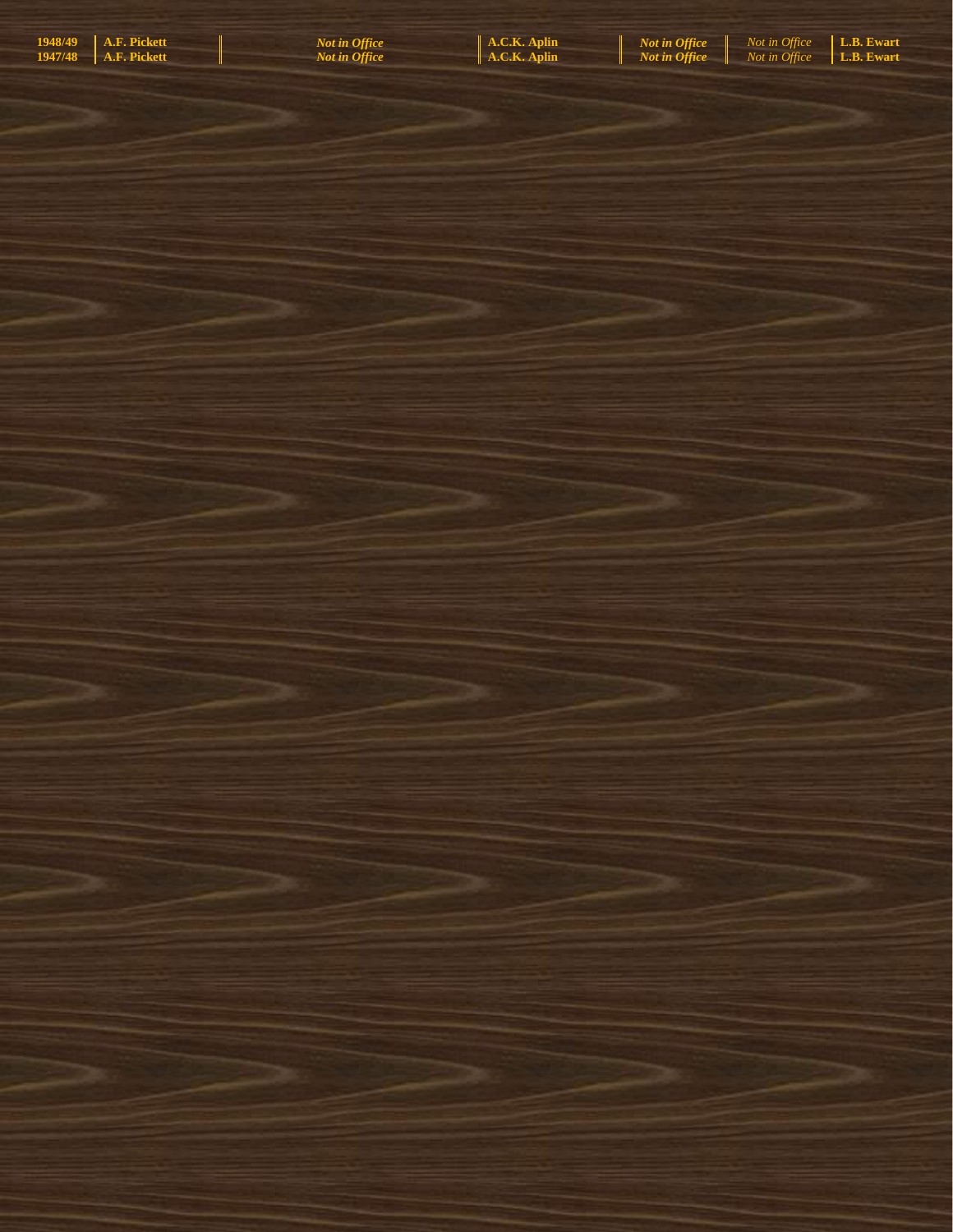| 1948/49 | A.F. Pickett | | *Not in Office* | A.C.K. Aplin | *Not in Office* | *Not in Office* | L.B. Ewart |
|---|---|---|---|---|---|---|---|
| 1947/48 | A.F. Pickett | | *Not in Office* | A.C.K. Aplin | *Not in Office* | *Not in Office* | L.B. Ewart |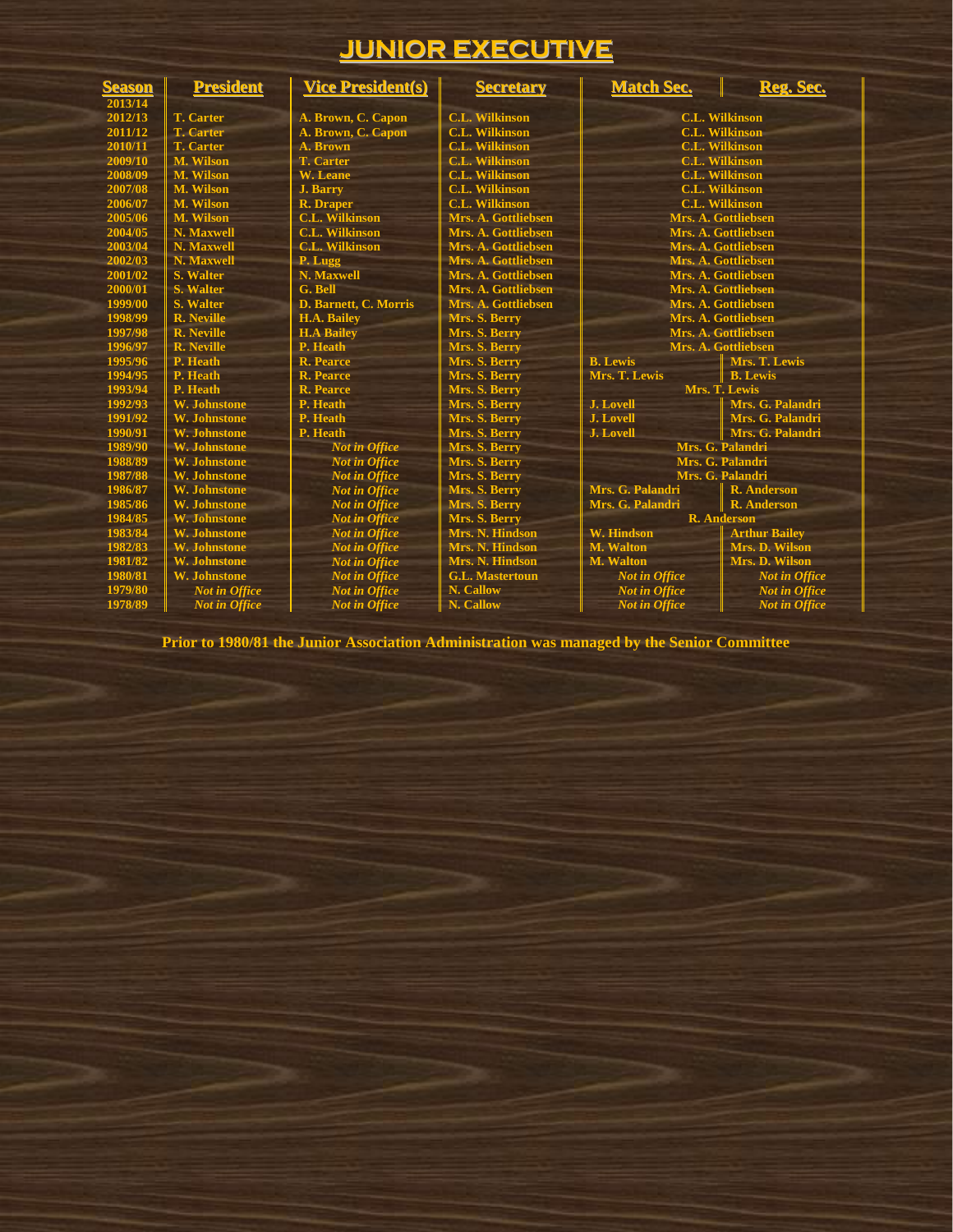# JUNIOR EXECUTIVE

| Season | President | Vice President(s) | Secretary | Match Sec. | Reg. Sec. |
|---|---|---|---|---|---|
| 2013/14 | | | | | |
| 2012/13 | T. Carter | A. Brown, C. Capon | C.L. Wilkinson | C.L. Wilkinson | |
| 2011/12 | T. Carter | A. Brown, C. Capon | C.L. Wilkinson | C.L. Wilkinson | |
| 2010/11 | T. Carter | A. Brown | C.L. Wilkinson | C.L. Wilkinson | |
| 2009/10 | M. Wilson | T. Carter | C.L. Wilkinson | C.L. Wilkinson | |
| 2008/09 | M. Wilson | W. Leane | C.L. Wilkinson | C.L. Wilkinson | |
| 2007/08 | M. Wilson | J. Barry | C.L. Wilkinson | C.L. Wilkinson | |
| 2006/07 | M. Wilson | R. Draper | C.L. Wilkinson | C.L. Wilkinson | |
| 2005/06 | M. Wilson | C.L. Wilkinson | Mrs. A. Gottliebsen | Mrs. A. Gottliebsen | |
| 2004/05 | N. Maxwell | C.L. Wilkinson | Mrs. A. Gottliebsen | Mrs. A. Gottliebsen | |
| 2003/04 | N. Maxwell | C.L. Wilkinson | Mrs. A. Gottliebsen | Mrs. A. Gottliebsen | |
| 2002/03 | N. Maxwell | P. Lugg | Mrs. A. Gottliebsen | Mrs. A. Gottliebsen | |
| 2001/02 | S. Walter | N. Maxwell | Mrs. A. Gottliebsen | Mrs. A. Gottliebsen | |
| 2000/01 | S. Walter | G. Bell | Mrs. A. Gottliebsen | Mrs. A. Gottliebsen | |
| 1999/00 | S. Walter | D. Barnett, C. Morris | Mrs. A. Gottliebsen | Mrs. A. Gottliebsen | |
| 1998/99 | R. Neville | H.A. Bailey | Mrs. S. Berry | Mrs. A. Gottliebsen | |
| 1997/98 | R. Neville | H.A Bailey | Mrs. S. Berry | Mrs. A. Gottliebsen | |
| 1996/97 | R. Neville | P. Heath | Mrs. S. Berry | Mrs. A. Gottliebsen | |
| 1995/96 | P. Heath | R. Pearce | Mrs. S. Berry | B. Lewis | Mrs. T. Lewis |
| 1994/95 | P. Heath | R. Pearce | Mrs. S. Berry | Mrs. T. Lewis | B. Lewis |
| 1993/94 | P. Heath | R. Pearce | Mrs. S. Berry | Mrs. T. Lewis | |
| 1992/93 | W. Johnstone | P. Heath | Mrs. S. Berry | J. Lovell | Mrs. G. Palandri |
| 1991/92 | W. Johnstone | P. Heath | Mrs. S. Berry | J. Lovell | Mrs. G. Palandri |
| 1990/91 | W. Johnstone | P. Heath | Mrs. S. Berry | J. Lovell | Mrs. G. Palandri |
| 1989/90 | W. Johnstone | *Not in Office* | Mrs. S. Berry | Mrs. G. Palandri | |
| 1988/89 | W. Johnstone | *Not in Office* | Mrs. S. Berry | Mrs. G. Palandri | |
| 1987/88 | W. Johnstone | *Not in Office* | Mrs. S. Berry | Mrs. G. Palandri | |
| 1986/87 | W. Johnstone | *Not in Office* | Mrs. S. Berry | Mrs. G. Palandri | R. Anderson |
| 1985/86 | W. Johnstone | *Not in Office* | Mrs. S. Berry | Mrs. G. Palandri | R. Anderson |
| 1984/85 | W. Johnstone | *Not in Office* | Mrs. S. Berry | R. Anderson | |
| 1983/84 | W. Johnstone | *Not in Office* | Mrs. N. Hindson | W. Hindson | Arthur Bailey |
| 1982/83 | W. Johnstone | *Not in Office* | Mrs. N. Hindson | M. Walton | Mrs. D. Wilson |
| 1981/82 | W. Johnstone | *Not in Office* | Mrs. N. Hindson | M. Walton | Mrs. D. Wilson |
| 1980/81 | W. Johnstone | *Not in Office* | G.L. Mastertoun | *Not in Office* | *Not in Office* |
| 1979/80 | *Not in Office* | *Not in Office* | N. Callow | *Not in Office* | *Not in Office* |
| 1978/89 | *Not in Office* | *Not in Office* | N. Callow | *Not in Office* | *Not in Office* |

**Prior to 1980/81 the Junior Association Administration was managed by the Senior Committee**